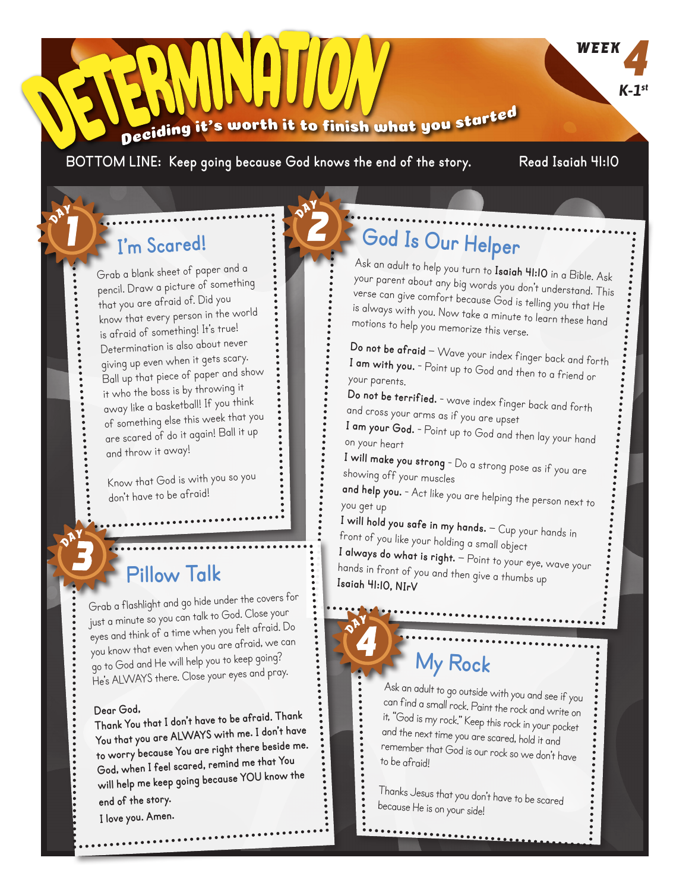# DETERMINATION

**Deciding it's worth it to finish what you started**

WEEK 4

K-1st

BOTTOM LINE: Keep going because God knows the end of the story.

Read Isaiah 41:10

## DAY 1 — I'm Scared!

Grab a blank sheet of paper and a pencil. Draw a picture of something that you are afraid of. Did you know that every person in the world is afraid of something! It's true! Determination is also about never giving up even when it gets scary. Ball up that piece of paper and show it who the boss is by throwing it away like a basketball! If you think of something else this week that you are scared of do it again! Ball it up and throw it away!

Know that God is with you so you don't have to be afraid!

## DAY 2 — God Is Our Helper

Ask an adult to help you turn to **Isaiah 41:10** in a Bible. Ask your parent about any big words you don't understand. This verse can give comfort because God is telling you that He is always with you. Now take a minute to learn these hand motions to help you memorize this verse.

**Do not be afraid** – Wave your index finger back and forth
**I am with you.** - Point up to God and then to a friend or your parents.
**Do not be terrified.** - wave index finger back and forth and cross your arms as if you are upset
**I am your God.** - Point up to God and then lay your hand on your heart
**I will make you strong** - Do a strong pose as if you are showing off your muscles
**and help you.** - Act like you are helping the person next to you get up
**I will hold you safe in my hands.** – Cup your hands in front of you like your holding a small object
**I always do what is right.** – Point to your eye, wave your hands in front of you and then give a thumbs up
**Isaiah 41:10, NIrV**

## DAY 3 — Pillow Talk

Grab a flashlight and go hide under the covers for just a minute so you can talk to God. Close your eyes and think of a time when you felt afraid. Do you know that even when you are afraid, we can go to God and He will help you to keep going? He's ALWAYS there. Close your eyes and pray.

Dear God,
Thank You that I don't have to be afraid. Thank You that you are ALWAYS with me. I don't have to worry because You are right there beside me. God, when I feel scared, remind me that You will help me keep going because YOU know the end of the story.
I love you. Amen.

## DAY 4 — My Rock

Ask an adult to go outside with you and see if you can find a small rock. Paint the rock and write on it, "God is my rock." Keep this rock in your pocket and the next time you are scared, hold it and remember that God is our rock so we don't have to be afraid!

Thanks Jesus that you don't have to be scared because He is on your side!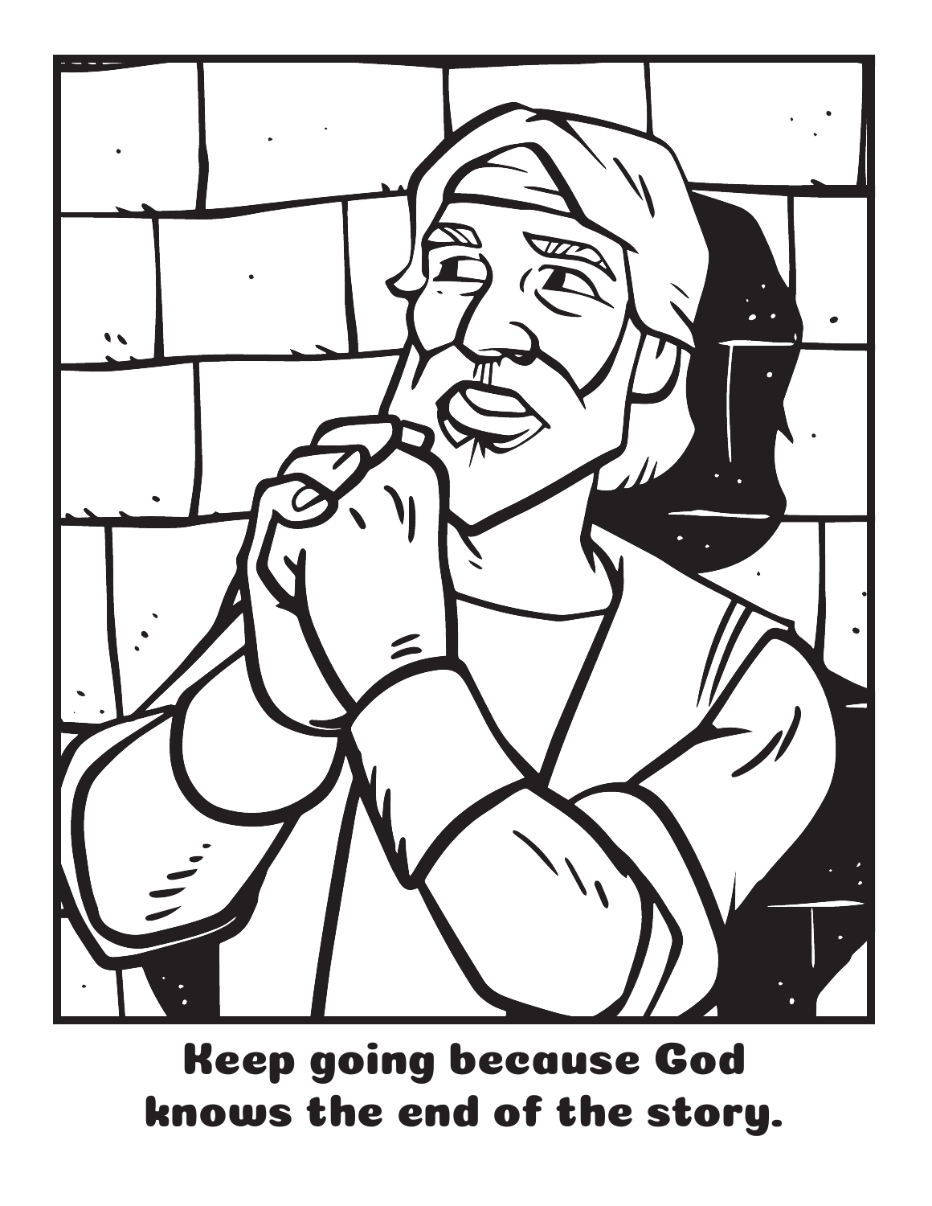Keep going because God knows the end of the story.